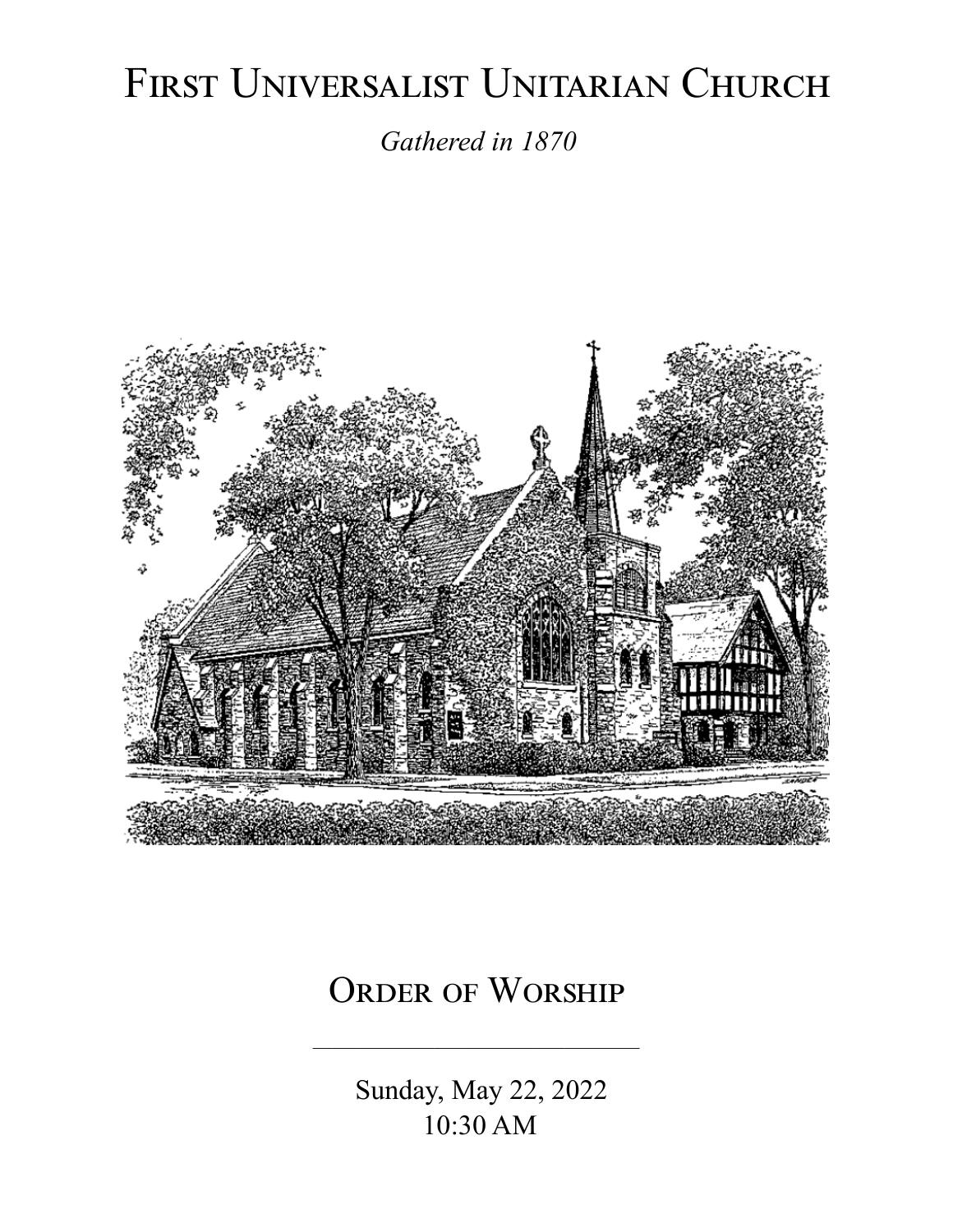# First Universalist Unitarian Church

*Gathered in 1870*

## Order of Worship

---

Sunday, May 22, 2022
10:30 AM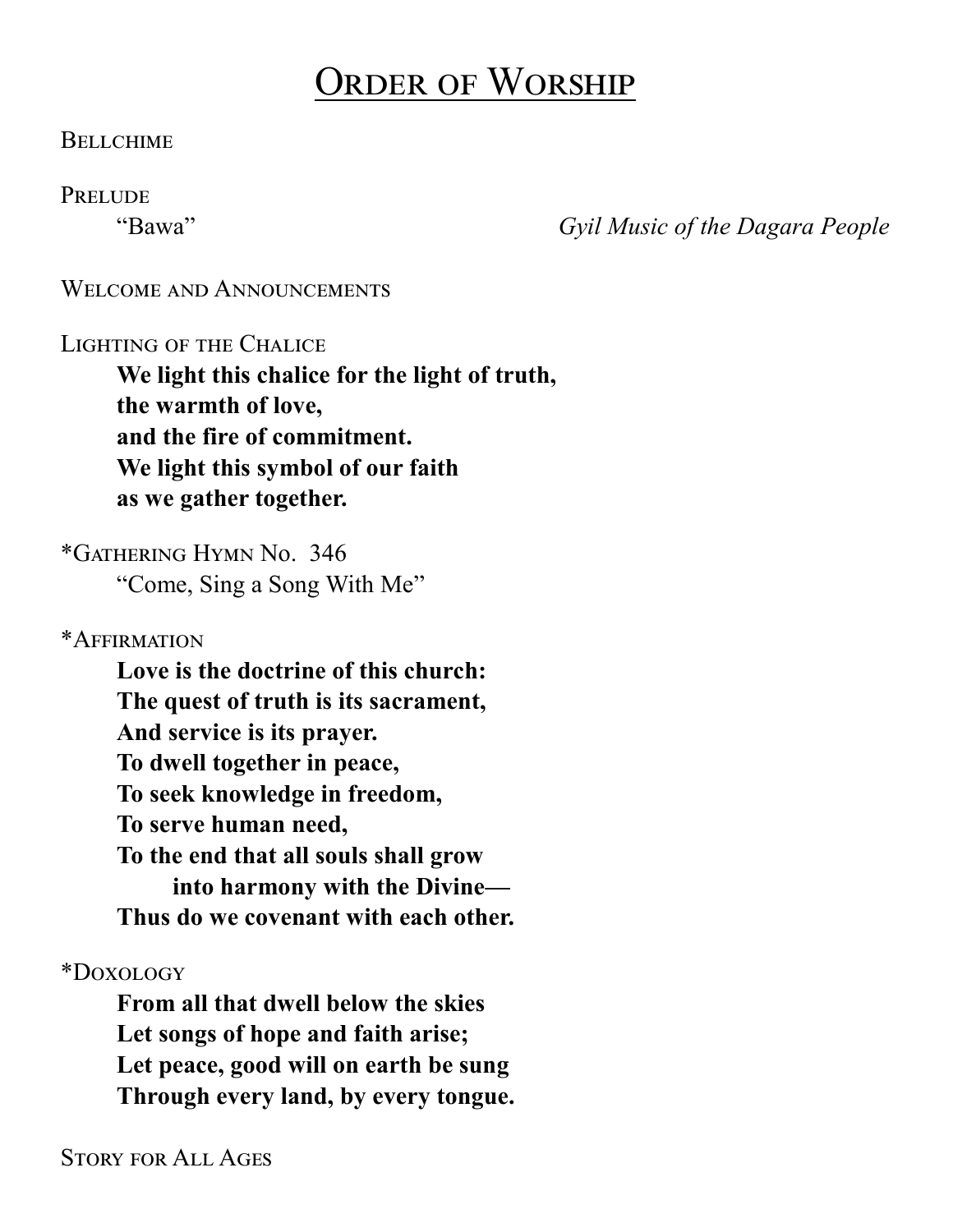# Order of Worship

Bellchime

Prelude

"Bawa" — *Gyil Music of the Dagara People*

Welcome and Announcements

Lighting of the Chalice

**We light this chalice for the light of truth,**
**the warmth of love,**
**and the fire of commitment.**
**We light this symbol of our faith**
**as we gather together.**

*Gathering Hymn No. 346

"Come, Sing a Song With Me"

*Affirmation

**Love is the doctrine of this church:**
**The quest of truth is its sacrament,**
**And service is its prayer.**
**To dwell together in peace,**
**To seek knowledge in freedom,**
**To serve human need,**
**To the end that all souls shall grow**
**into harmony with the Divine—**
**Thus do we covenant with each other.**

*Doxology

**From all that dwell below the skies**
**Let songs of hope and faith arise;**
**Let peace, good will on earth be sung**
**Through every land, by every tongue.**

Story for All Ages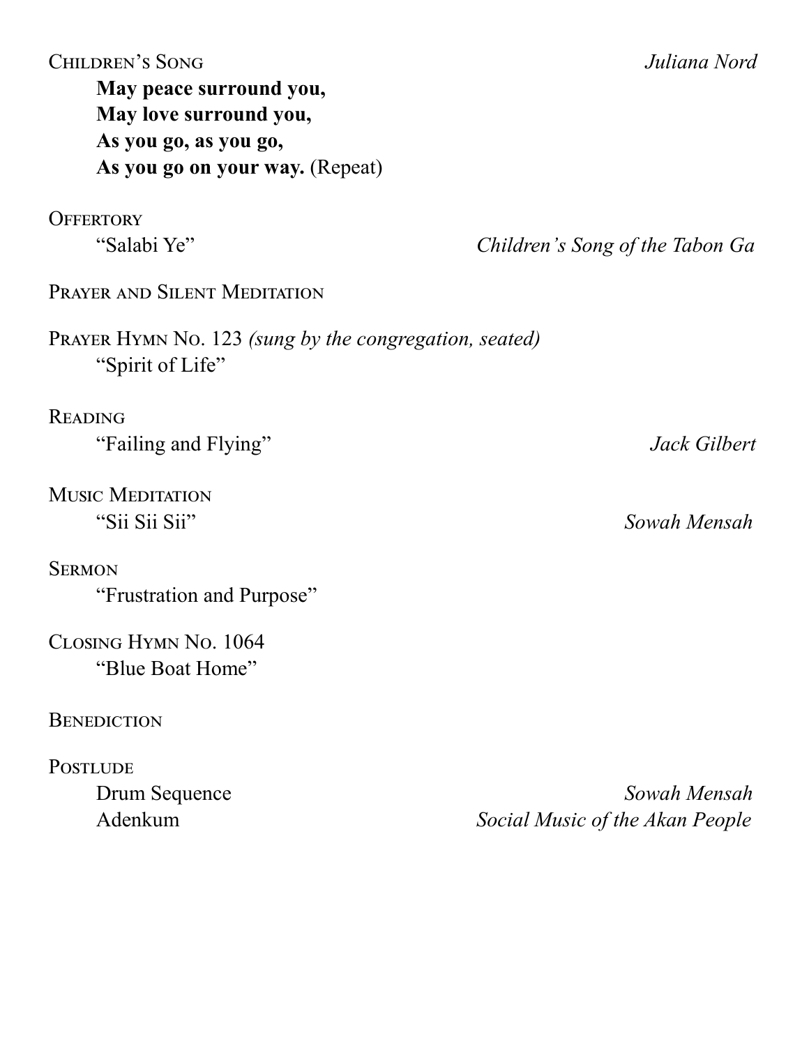Children's Song *Juliana Nord*

**May peace surround you,**
**May love surround you,**
**As you go, as you go,**
**As you go on your way.** (Repeat)

Offertory

"Salabi Ye" *Children's Song of the Tabon Ga*

Prayer and Silent Meditation

Prayer Hymn No. 123 *(sung by the congregation, seated)*

"Spirit of Life"

Reading

"Failing and Flying" *Jack Gilbert*

Music Meditation

"Sii Sii Sii" *Sowah Mensah*

Sermon

"Frustration and Purpose"

Closing Hymn No. 1064

"Blue Boat Home"

Benediction

Postlude

Drum Sequence *Sowah Mensah*
Adenkum *Social Music of the Akan People*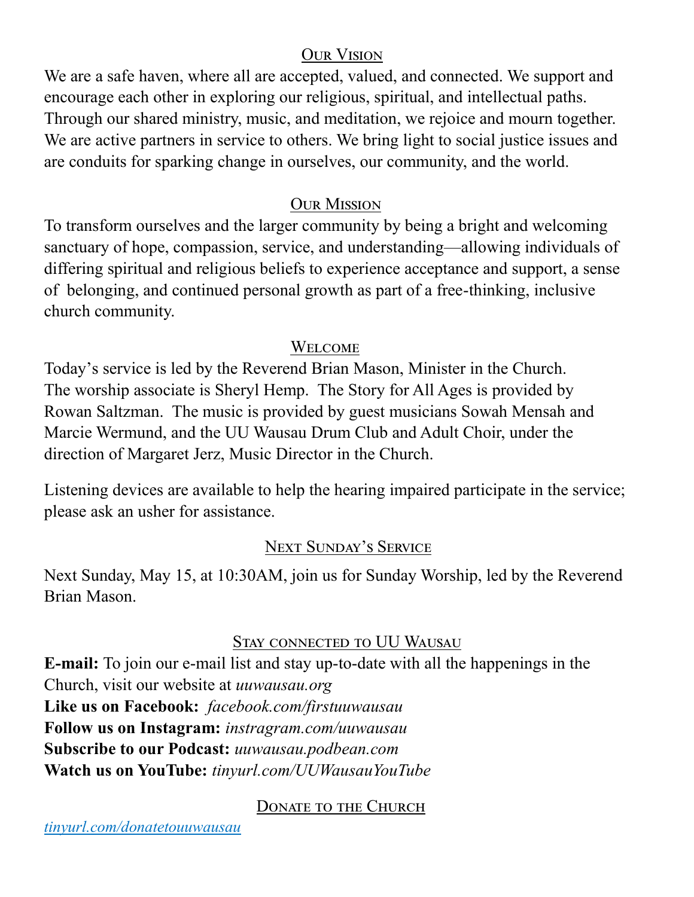## Our Vision

We are a safe haven, where all are accepted, valued, and connected. We support and encourage each other in exploring our religious, spiritual, and intellectual paths. Through our shared ministry, music, and meditation, we rejoice and mourn together. We are active partners in service to others. We bring light to social justice issues and are conduits for sparking change in ourselves, our community, and the world.

## Our Mission

To transform ourselves and the larger community by being a bright and welcoming sanctuary of hope, compassion, service, and understanding—allowing individuals of differing spiritual and religious beliefs to experience acceptance and support, a sense of belonging, and continued personal growth as part of a free-thinking, inclusive church community.

## Welcome

Today's service is led by the Reverend Brian Mason, Minister in the Church. The worship associate is Sheryl Hemp. The Story for All Ages is provided by Rowan Saltzman. The music is provided by guest musicians Sowah Mensah and Marcie Wermund, and the UU Wausau Drum Club and Adult Choir, under the direction of Margaret Jerz, Music Director in the Church.

Listening devices are available to help the hearing impaired participate in the service; please ask an usher for assistance.

## Next Sunday's Service

Next Sunday, May 15, at 10:30AM, join us for Sunday Worship, led by the Reverend Brian Mason.

## Stay connected to UU Wausau

**E-mail:** To join our e-mail list and stay up-to-date with all the happenings in the Church, visit our website at *uuwausau.org*
**Like us on Facebook:** *facebook.com/firstuuwausau*
**Follow us on Instagram:** *instragram.com/uuwausau*
**Subscribe to our Podcast:** *uuwausau.podbean.com*
**Watch us on YouTube:** *tinyurl.com/UUWausauYouTube*

## Donate to the Church

*tinyurl.com/donatetouuwausau*